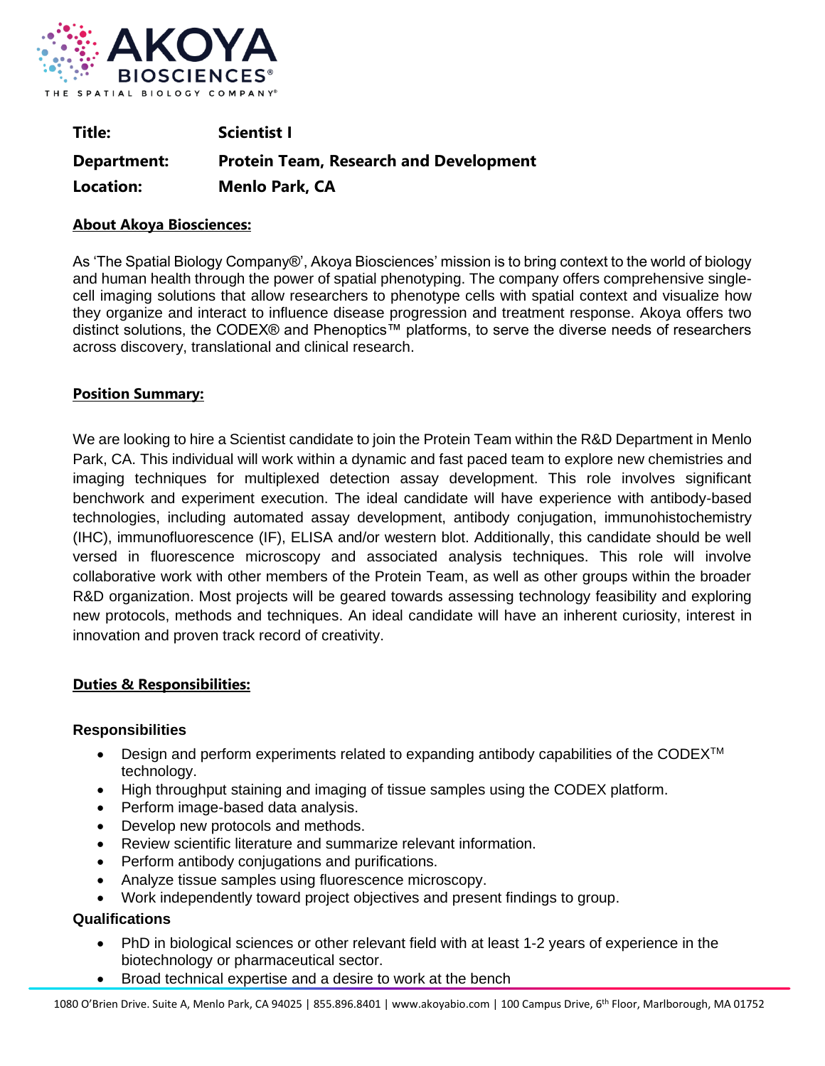**Title:** Scientist I

**Department:** Protein Team, Research and Development

**Location:** Menlo Park, CA

## About Akoya Biosciences:

As 'The Spatial Biology Company®', Akoya Biosciences' mission is to bring context to the world of biology and human health through the power of spatial phenotyping. The company offers comprehensive single-cell imaging solutions that allow researchers to phenotype cells with spatial context and visualize how they organize and interact to influence disease progression and treatment response. Akoya offers two distinct solutions, the CODEX® and Phenoptics™ platforms, to serve the diverse needs of researchers across discovery, translational and clinical research.

## Position Summary:

We are looking to hire a Scientist candidate to join the Protein Team within the R&D Department in Menlo Park, CA. This individual will work within a dynamic and fast paced team to explore new chemistries and imaging techniques for multiplexed detection assay development. This role involves significant benchwork and experiment execution. The ideal candidate will have experience with antibody-based technologies, including automated assay development, antibody conjugation, immunohistochemistry (IHC), immunofluorescence (IF), ELISA and/or western blot. Additionally, this candidate should be well versed in fluorescence microscopy and associated analysis techniques. This role will involve collaborative work with other members of the Protein Team, as well as other groups within the broader R&D organization. Most projects will be geared towards assessing technology feasibility and exploring new protocols, methods and techniques. An ideal candidate will have an inherent curiosity, interest in innovation and proven track record of creativity.

## Duties & Responsibilities:

### Responsibilities

- Design and perform experiments related to expanding antibody capabilities of the CODEX™ technology.
- High throughput staining and imaging of tissue samples using the CODEX platform.
- Perform image-based data analysis.
- Develop new protocols and methods.
- Review scientific literature and summarize relevant information.
- Perform antibody conjugations and purifications.
- Analyze tissue samples using fluorescence microscopy.
- Work independently toward project objectives and present findings to group.

### Qualifications

- PhD in biological sciences or other relevant field with at least 1-2 years of experience in the biotechnology or pharmaceutical sector.
- Broad technical expertise and a desire to work at the bench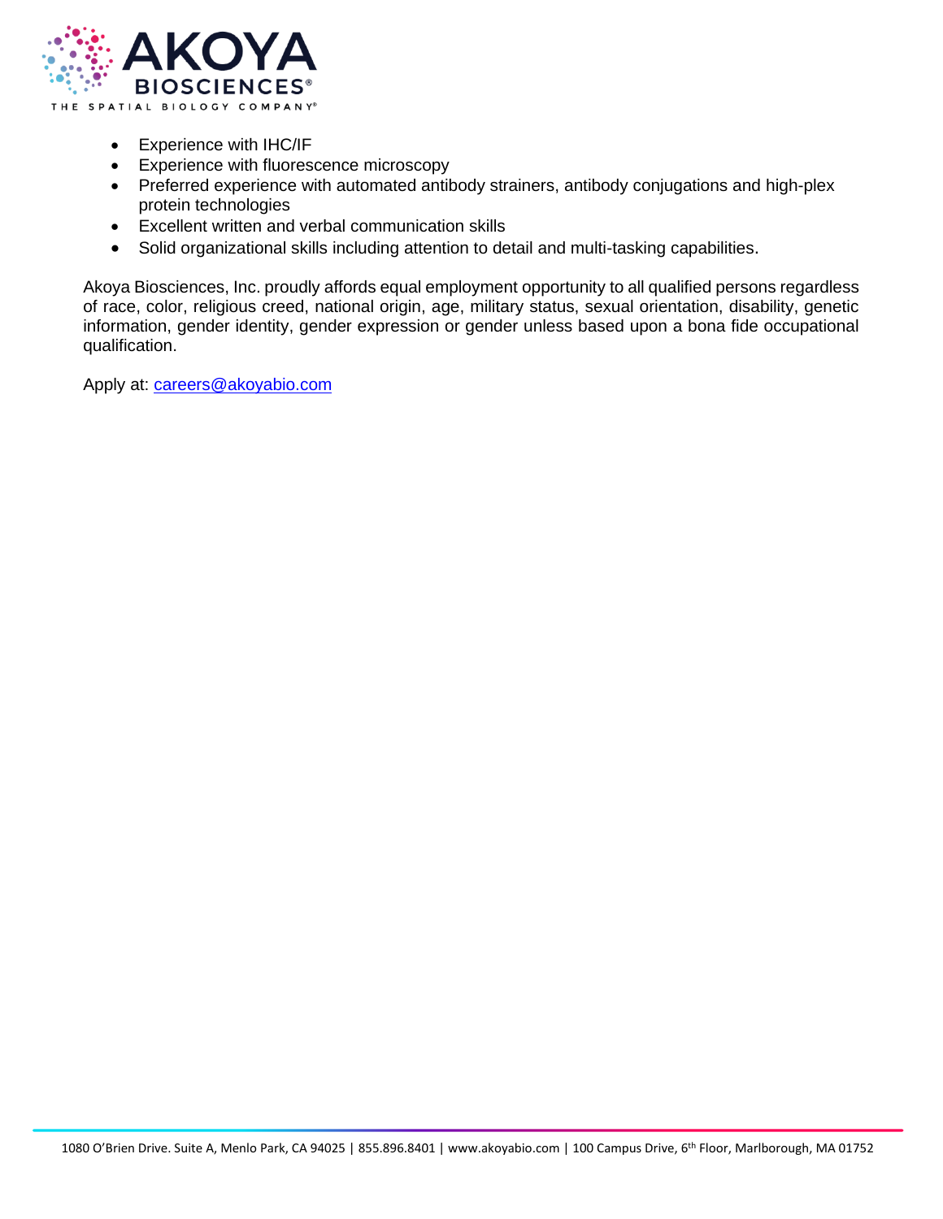- Experience with IHC/IF
- Experience with fluorescence microscopy
- Preferred experience with automated antibody strainers, antibody conjugations and high-plex protein technologies
- Excellent written and verbal communication skills
- Solid organizational skills including attention to detail and multi-tasking capabilities.

Akoya Biosciences, Inc. proudly affords equal employment opportunity to all qualified persons regardless of race, color, religious creed, national origin, age, military status, sexual orientation, disability, genetic information, gender identity, gender expression or gender unless based upon a bona fide occupational qualification.

Apply at: careers@akoyabio.com